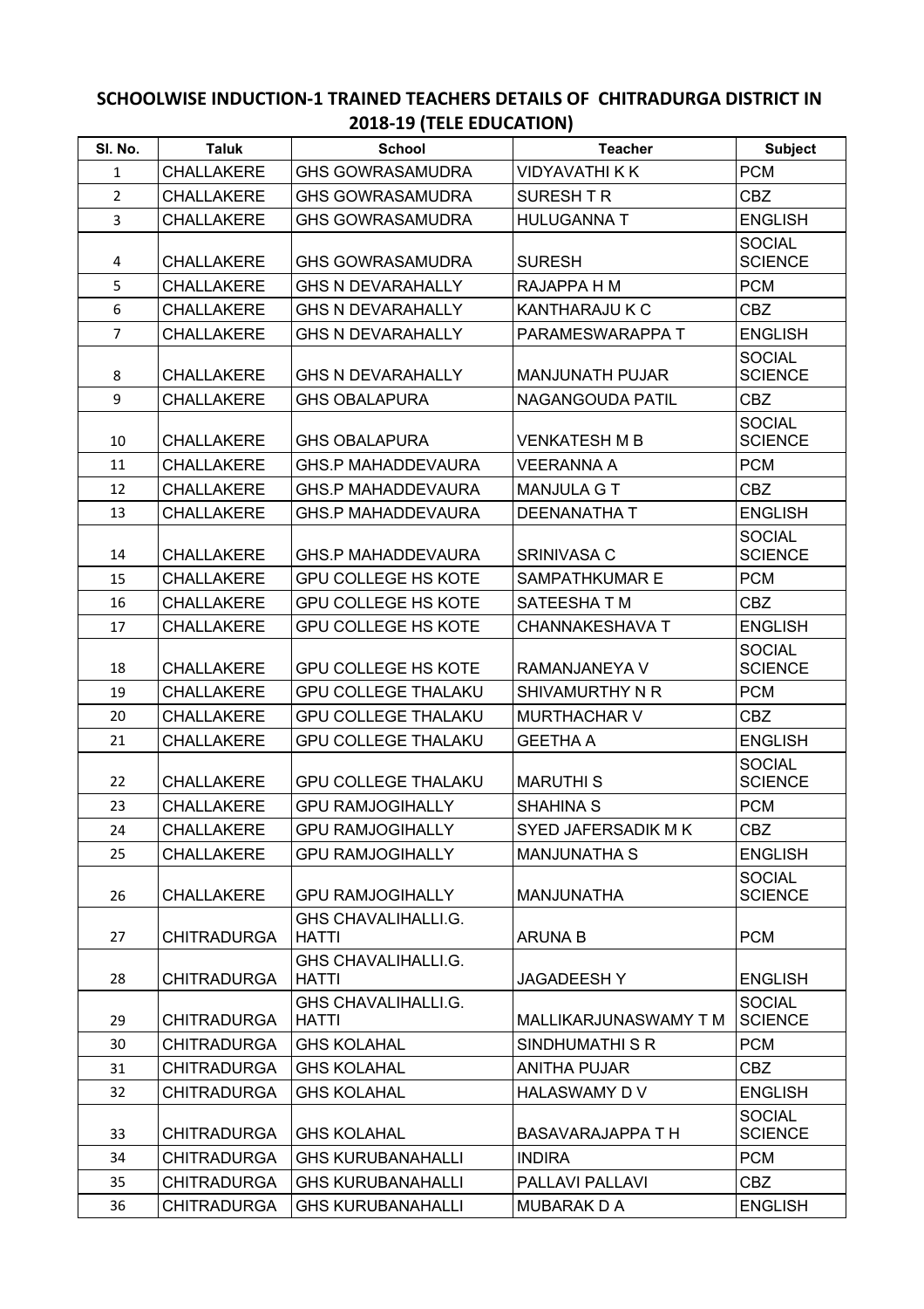## SCHOOLWISE INDUCTION-1 TRAINED TEACHERS DETAILS OF CHITRADURGA DISTRICT IN 2018-19 (TELE EDUCATION)

| Sl. No. | Taluk | School | Teacher | Subject |
|---|---|---|---|---|
| 1 | CHALLAKERE | GHS GOWRASAMUDRA | VIDYAVATHI K K | PCM |
| 2 | CHALLAKERE | GHS GOWRASAMUDRA | SURESH T R | CBZ |
| 3 | CHALLAKERE | GHS GOWRASAMUDRA | HULUGANNA T | ENGLISH |
| 4 | CHALLAKERE | GHS GOWRASAMUDRA | SURESH | SOCIAL SCIENCE |
| 5 | CHALLAKERE | GHS N DEVARAHALLY | RAJAPPA H M | PCM |
| 6 | CHALLAKERE | GHS N DEVARAHALLY | KANTHARAJU K C | CBZ |
| 7 | CHALLAKERE | GHS N DEVARAHALLY | PARAMESWARAPPA T | ENGLISH |
| 8 | CHALLAKERE | GHS N DEVARAHALLY | MANJUNATH PUJAR | SOCIAL SCIENCE |
| 9 | CHALLAKERE | GHS OBALAPURA | NAGANGOUDA PATIL | CBZ |
| 10 | CHALLAKERE | GHS OBALAPURA | VENKATESH M B | SOCIAL SCIENCE |
| 11 | CHALLAKERE | GHS.P MAHADDEVAURA | VEERANNA A | PCM |
| 12 | CHALLAKERE | GHS.P MAHADDEVAURA | MANJULA G T | CBZ |
| 13 | CHALLAKERE | GHS.P MAHADDEVAURA | DEENANATHA T | ENGLISH |
| 14 | CHALLAKERE | GHS.P MAHADDEVAURA | SRINIVASA C | SOCIAL SCIENCE |
| 15 | CHALLAKERE | GPU COLLEGE HS KOTE | SAMPATHKUMAR E | PCM |
| 16 | CHALLAKERE | GPU COLLEGE HS KOTE | SATEESHA T M | CBZ |
| 17 | CHALLAKERE | GPU COLLEGE HS KOTE | CHANNAKESHAVA T | ENGLISH |
| 18 | CHALLAKERE | GPU COLLEGE HS KOTE | RAMANJANEYA V | SOCIAL SCIENCE |
| 19 | CHALLAKERE | GPU COLLEGE THALAKU | SHIVAMURTHY N R | PCM |
| 20 | CHALLAKERE | GPU COLLEGE THALAKU | MURTHACHAR V | CBZ |
| 21 | CHALLAKERE | GPU COLLEGE THALAKU | GEETHA A | ENGLISH |
| 22 | CHALLAKERE | GPU COLLEGE THALAKU | MARUTHI S | SOCIAL SCIENCE |
| 23 | CHALLAKERE | GPU RAMJOGIHALLY | SHAHINA S | PCM |
| 24 | CHALLAKERE | GPU RAMJOGIHALLY | SYED JAFERSADIK M K | CBZ |
| 25 | CHALLAKERE | GPU RAMJOGIHALLY | MANJUNATHA S | ENGLISH |
| 26 | CHALLAKERE | GPU RAMJOGIHALLY | MANJUNATHA | SOCIAL SCIENCE |
| 27 | CHITRADURGA | GHS CHAVALIHALLI.G. HATTI | ARUNA B | PCM |
| 28 | CHITRADURGA | GHS CHAVALIHALLI.G. HATTI | JAGADEESH Y | ENGLISH |
| 29 | CHITRADURGA | GHS CHAVALIHALLI.G. HATTI | MALLIKARJUNASWAMY T M | SOCIAL SCIENCE |
| 30 | CHITRADURGA | GHS KOLAHAL | SINDHUMATHI S R | PCM |
| 31 | CHITRADURGA | GHS KOLAHAL | ANITHA PUJAR | CBZ |
| 32 | CHITRADURGA | GHS KOLAHAL | HALASWAMY D V | ENGLISH |
| 33 | CHITRADURGA | GHS KOLAHAL | BASAVARAJAPPA T H | SOCIAL SCIENCE |
| 34 | CHITRADURGA | GHS KURUBANAHALLI | INDIRA | PCM |
| 35 | CHITRADURGA | GHS KURUBANAHALLI | PALLAVI PALLAVI | CBZ |
| 36 | CHITRADURGA | GHS KURUBANAHALLI | MUBARAK D A | ENGLISH |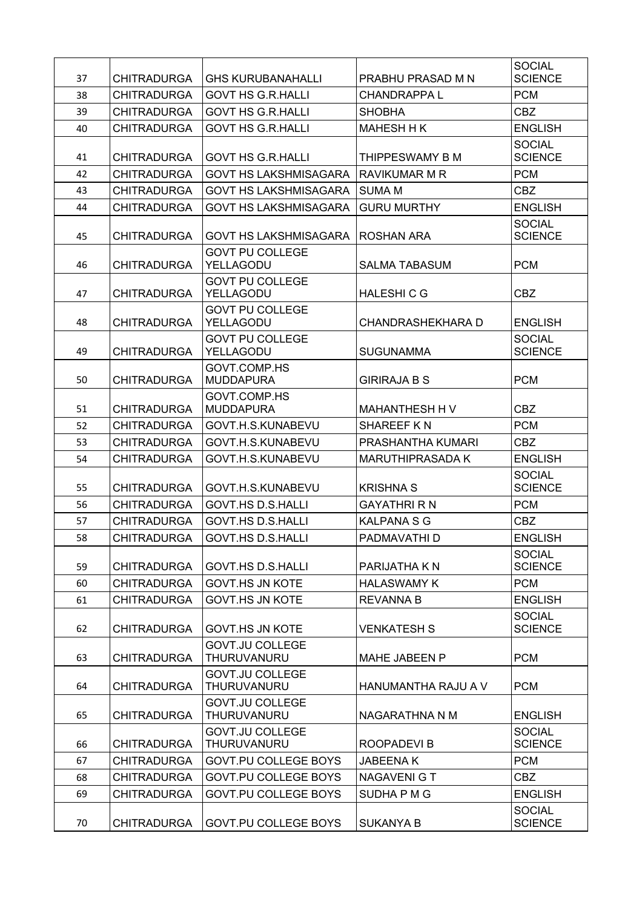| | | | | |
|---|---|---|---|---|
| 37 | CHITRADURGA | GHS KURUBANAHALLI | PRABHU PRASAD M N | SOCIAL SCIENCE |
| 38 | CHITRADURGA | GOVT HS G.R.HALLI | CHANDRAPPA L | PCM |
| 39 | CHITRADURGA | GOVT HS G.R.HALLI | SHOBHA | CBZ |
| 40 | CHITRADURGA | GOVT HS G.R.HALLI | MAHESH H K | ENGLISH |
| 41 | CHITRADURGA | GOVT HS G.R.HALLI | THIPPESWAMY B M | SOCIAL SCIENCE |
| 42 | CHITRADURGA | GOVT HS LAKSHMISAGARA | RAVIKUMAR M R | PCM |
| 43 | CHITRADURGA | GOVT HS LAKSHMISAGARA | SUMA M | CBZ |
| 44 | CHITRADURGA | GOVT HS LAKSHMISAGARA | GURU MURTHY | ENGLISH |
| 45 | CHITRADURGA | GOVT HS LAKSHMISAGARA | ROSHAN ARA | SOCIAL SCIENCE |
| 46 | CHITRADURGA | GOVT PU COLLEGE YELLAGODU | SALMA TABASUM | PCM |
| 47 | CHITRADURGA | GOVT PU COLLEGE YELLAGODU | HALESHI C G | CBZ |
| 48 | CHITRADURGA | GOVT PU COLLEGE YELLAGODU | CHANDRASHEKHARA D | ENGLISH |
| 49 | CHITRADURGA | GOVT PU COLLEGE YELLAGODU | SUGUNAMMA | SOCIAL SCIENCE |
| 50 | CHITRADURGA | GOVT.COMP.HS MUDDAPURA | GIRIRAJA B S | PCM |
| 51 | CHITRADURGA | GOVT.COMP.HS MUDDAPURA | MAHANTHESH H V | CBZ |
| 52 | CHITRADURGA | GOVT.H.S.KUNABEVU | SHAREEF K N | PCM |
| 53 | CHITRADURGA | GOVT.H.S.KUNABEVU | PRASHANTHA KUMARI | CBZ |
| 54 | CHITRADURGA | GOVT.H.S.KUNABEVU | MARUTHIPRASADA K | ENGLISH |
| 55 | CHITRADURGA | GOVT.H.S.KUNABEVU | KRISHNA S | SOCIAL SCIENCE |
| 56 | CHITRADURGA | GOVT.HS D.S.HALLI | GAYATHRI R N | PCM |
| 57 | CHITRADURGA | GOVT.HS D.S.HALLI | KALPANA S G | CBZ |
| 58 | CHITRADURGA | GOVT.HS D.S.HALLI | PADMAVATHI D | ENGLISH |
| 59 | CHITRADURGA | GOVT.HS D.S.HALLI | PARIJATHA K N | SOCIAL SCIENCE |
| 60 | CHITRADURGA | GOVT.HS JN KOTE | HALASWAMY K | PCM |
| 61 | CHITRADURGA | GOVT.HS JN KOTE | REVANNA B | ENGLISH |
| 62 | CHITRADURGA | GOVT.HS JN KOTE | VENKATESH S | SOCIAL SCIENCE |
| 63 | CHITRADURGA | GOVT.JU COLLEGE THURUVANURU | MAHE JABEEN P | PCM |
| 64 | CHITRADURGA | GOVT.JU COLLEGE THURUVANURU | HANUMANTHA RAJU A V | PCM |
| 65 | CHITRADURGA | GOVT.JU COLLEGE THURUVANURU | NAGARATHNA N M | ENGLISH |
| 66 | CHITRADURGA | GOVT.JU COLLEGE THURUVANURU | ROOPADEVI B | SOCIAL SCIENCE |
| 67 | CHITRADURGA | GOVT.PU COLLEGE BOYS | JABEENA K | PCM |
| 68 | CHITRADURGA | GOVT.PU COLLEGE BOYS | NAGAVENI G T | CBZ |
| 69 | CHITRADURGA | GOVT.PU COLLEGE BOYS | SUDHA P M G | ENGLISH |
| 70 | CHITRADURGA | GOVT.PU COLLEGE BOYS | SUKANYA B | SOCIAL SCIENCE |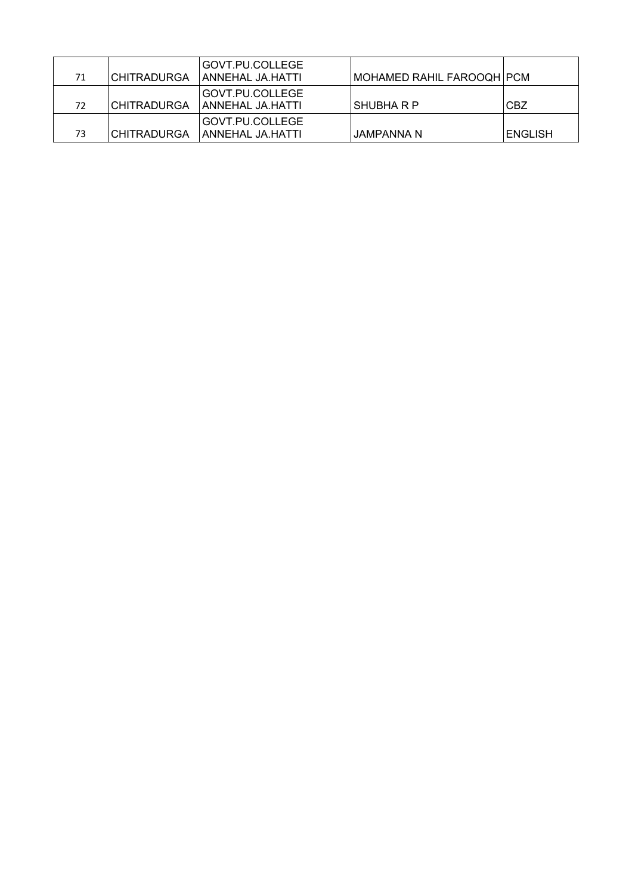| | | | | |
|---|---|---|---|---|
| 71 | CHITRADURGA | GOVT.PU.COLLEGE ANNEHAL JA.HATTI | MOHAMED RAHIL FAROOQH | PCM |
| 72 | CHITRADURGA | GOVT.PU.COLLEGE ANNEHAL JA.HATTI | SHUBHA R P | CBZ |
| 73 | CHITRADURGA | GOVT.PU.COLLEGE ANNEHAL JA.HATTI | JAMPANNA N | ENGLISH |